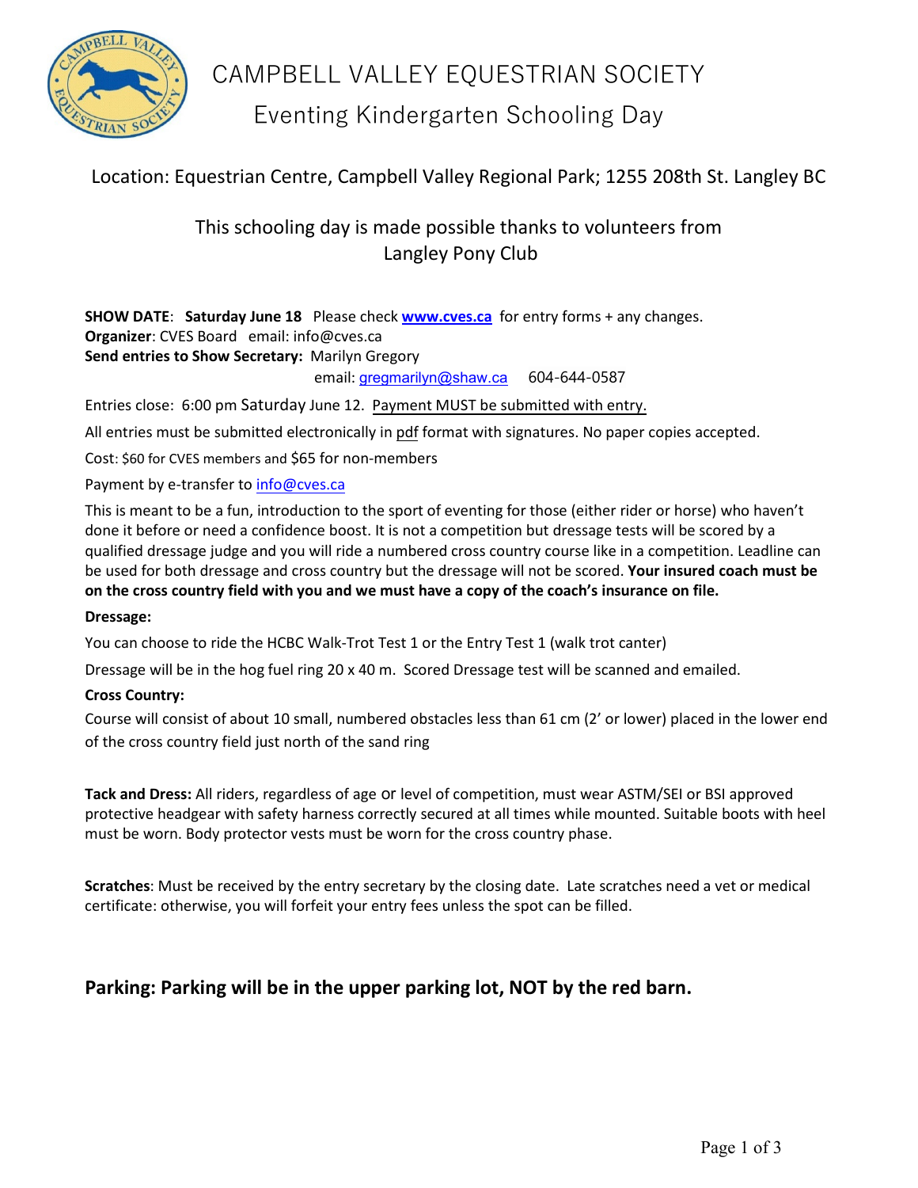# CAMPBELL VALLEY EQUESTRIAN SOCIETY

## Eventing Kindergarten Schooling Day

Location: Equestrian Centre, Campbell Valley Regional Park; 1255 208th St. Langley BC

This schooling day is made possible thanks to volunteers from Langley Pony Club

**SHOW DATE**: **Saturday June 18** Please check **www.cves.ca** for entry forms + any changes.
**Organizer**: CVES Board email: info@cves.ca
**Send entries to Show Secretary:** Marilyn Gregory
email: gregmarilyn@shaw.ca 604-644-0587

Entries close: 6:00 pm Saturday June 12. Payment MUST be submitted with entry.

All entries must be submitted electronically in pdf format with signatures. No paper copies accepted.

Cost: $60 for CVES members and $65 for non-members

Payment by e-transfer to info@cves.ca

This is meant to be a fun, introduction to the sport of eventing for those (either rider or horse) who haven't done it before or need a confidence boost. It is not a competition but dressage tests will be scored by a qualified dressage judge and you will ride a numbered cross country course like in a competition. Leadline can be used for both dressage and cross country but the dressage will not be scored. **Your insured coach must be on the cross country field with you and we must have a copy of the coach's insurance on file.**

**Dressage:**

You can choose to ride the HCBC Walk-Trot Test 1 or the Entry Test 1 (walk trot canter)

Dressage will be in the hog fuel ring 20 x 40 m. Scored Dressage test will be scanned and emailed.

**Cross Country:**

Course will consist of about 10 small, numbered obstacles less than 61 cm (2' or lower) placed in the lower end of the cross country field just north of the sand ring

**Tack and Dress:** All riders, regardless of age or level of competition, must wear ASTM/SEI or BSI approved protective headgear with safety harness correctly secured at all times while mounted. Suitable boots with heel must be worn. Body protector vests must be worn for the cross country phase.

**Scratches**: Must be received by the entry secretary by the closing date. Late scratches need a vet or medical certificate: otherwise, you will forfeit your entry fees unless the spot can be filled.

**Parking: Parking will be in the upper parking lot, NOT by the red barn.**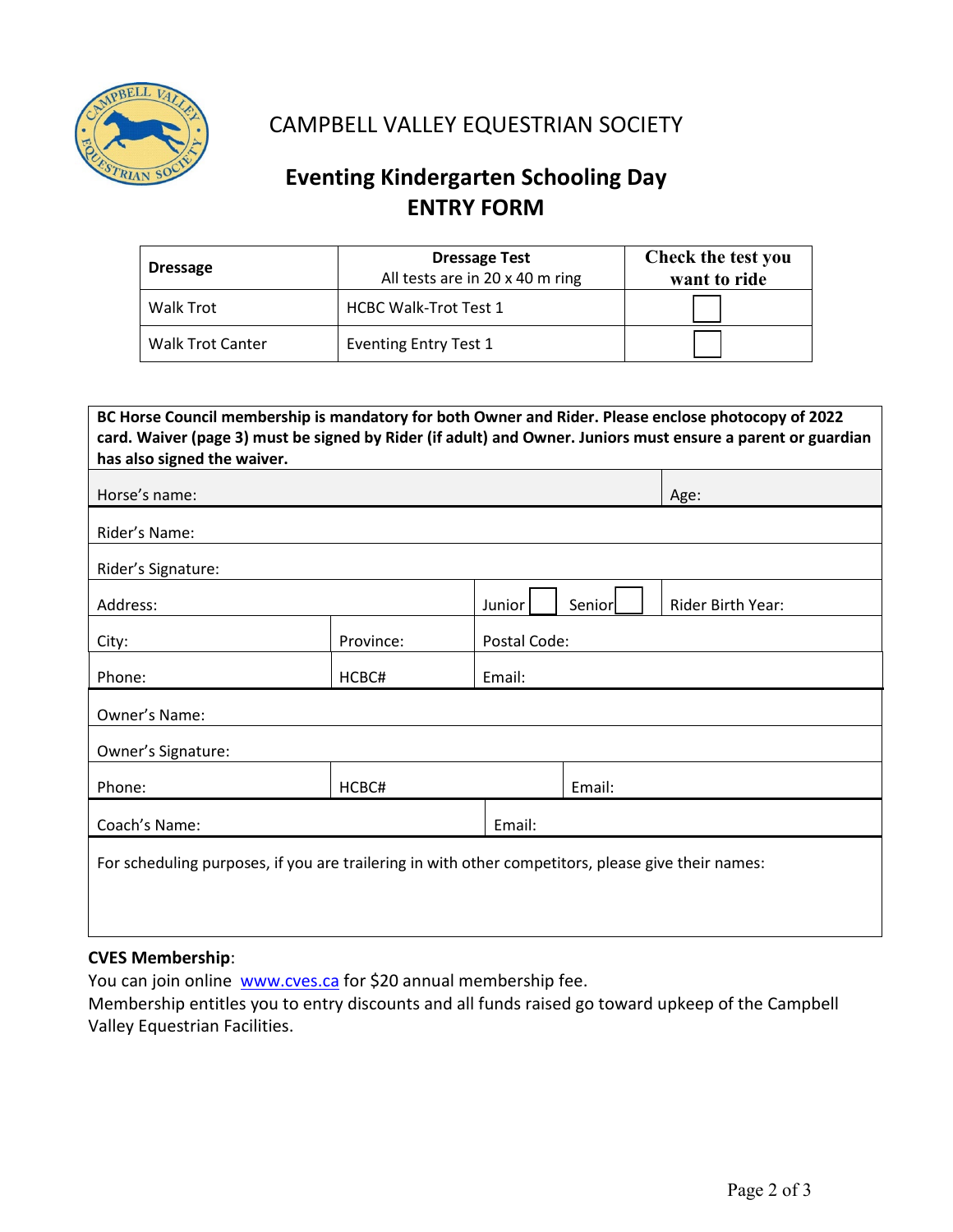# CAMPBELL VALLEY EQUESTRIAN SOCIETY

## Eventing Kindergarten Schooling Day
## ENTRY FORM

| Dressage | Dressage Test<br>All tests are in 20 x 40 m ring | Check the test you want to ride |
|---|---|---|
| Walk Trot | HCBC Walk-Trot Test 1 | ☐ |
| Walk Trot Canter | Eventing Entry Test 1 | ☐ |

**BC Horse Council membership is mandatory for both Owner and Rider. Please enclose photocopy of 2022 card. Waiver (page 3) must be signed by Rider (if adult) and Owner. Juniors must ensure a parent or guardian has also signed the waiver.**

| | | | |
|---|---|---|---|
| Horse's name: | | | Age: |
| Rider's Name: | | | |
| Rider's Signature: | | | |
| Address: | | Junior ☐ Senior ☐ | Rider Birth Year: |
| City: | Province: | Postal Code: | |
| Phone: | HCBC# | Email: | |
| Owner's Name: | | | |
| Owner's Signature: | | | |
| Phone: | HCBC# | Email: | |
| Coach's Name: | | Email: | |

For scheduling purposes, if you are trailering in with other competitors, please give their names:

**CVES Membership**:
You can join online www.cves.ca for $20 annual membership fee.
Membership entitles you to entry discounts and all funds raised go toward upkeep of the Campbell Valley Equestrian Facilities.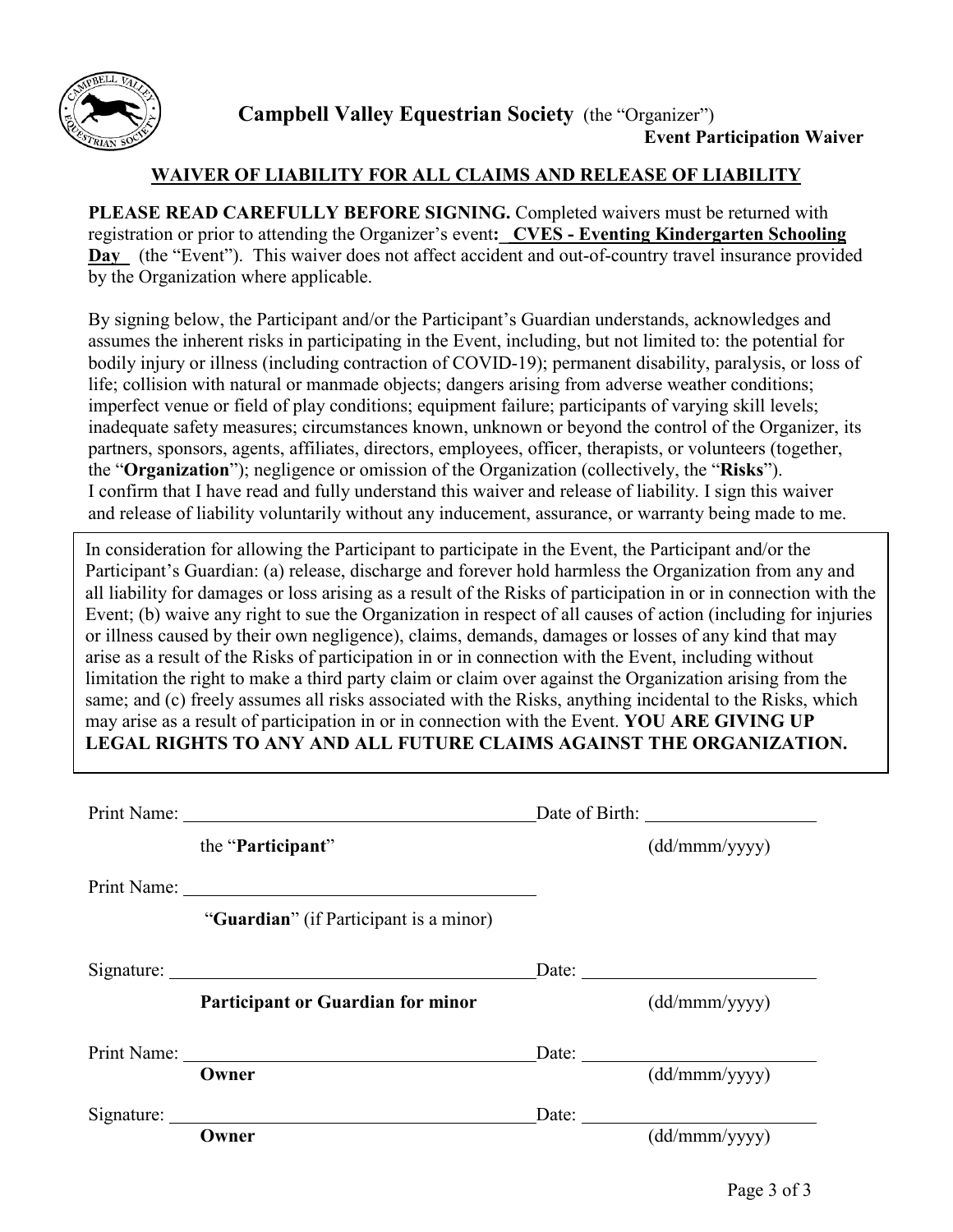**Campbell Valley Equestrian Society** (the "Organizer")

**Event Participation Waiver**

## WAIVER OF LIABILITY FOR ALL CLAIMS AND RELEASE OF LIABILITY

**PLEASE READ CAREFULLY BEFORE SIGNING.** Completed waivers must be returned with registration or prior to attending the Organizer's event**: CVES - Eventing Kindergarten Schooling Day** (the "Event"). This waiver does not affect accident and out-of-country travel insurance provided by the Organization where applicable.

By signing below, the Participant and/or the Participant's Guardian understands, acknowledges and assumes the inherent risks in participating in the Event, including, but not limited to: the potential for bodily injury or illness (including contraction of COVID-19); permanent disability, paralysis, or loss of life; collision with natural or manmade objects; dangers arising from adverse weather conditions; imperfect venue or field of play conditions; equipment failure; participants of varying skill levels; inadequate safety measures; circumstances known, unknown or beyond the control of the Organizer, its partners, sponsors, agents, affiliates, directors, employees, officer, therapists, or volunteers (together, the "**Organization**"); negligence or omission of the Organization (collectively, the "**Risks**").
I confirm that I have read and fully understand this waiver and release of liability. I sign this waiver and release of liability voluntarily without any inducement, assurance, or warranty being made to me.

In consideration for allowing the Participant to participate in the Event, the Participant and/or the Participant's Guardian: (a) release, discharge and forever hold harmless the Organization from any and all liability for damages or loss arising as a result of the Risks of participation in or in connection with the Event; (b) waive any right to sue the Organization in respect of all causes of action (including for injuries or illness caused by their own negligence), claims, demands, damages or losses of any kind that may arise as a result of the Risks of participation in or in connection with the Event, including without limitation the right to make a third party claim or claim over against the Organization arising from the same; and (c) freely assumes all risks associated with the Risks, anything incidental to the Risks, which may arise as a result of participation in or in connection with the Event. **YOU ARE GIVING UP LEGAL RIGHTS TO ANY AND ALL FUTURE CLAIMS AGAINST THE ORGANIZATION.**

Print Name: ________________________________ Date of Birth: ________________
the "**Participant**" (dd/mmm/yyyy)

Print Name: ________________________________
"**Guardian**" (if Participant is a minor)

Signature: ________________________________ Date: ________________
**Participant or Guardian for minor** (dd/mmm/yyyy)

Print Name: ________________________________ Date: ________________
**Owner** (dd/mmm/yyyy)

Signature: ________________________________ Date: ________________
**Owner** (dd/mmm/yyyy)